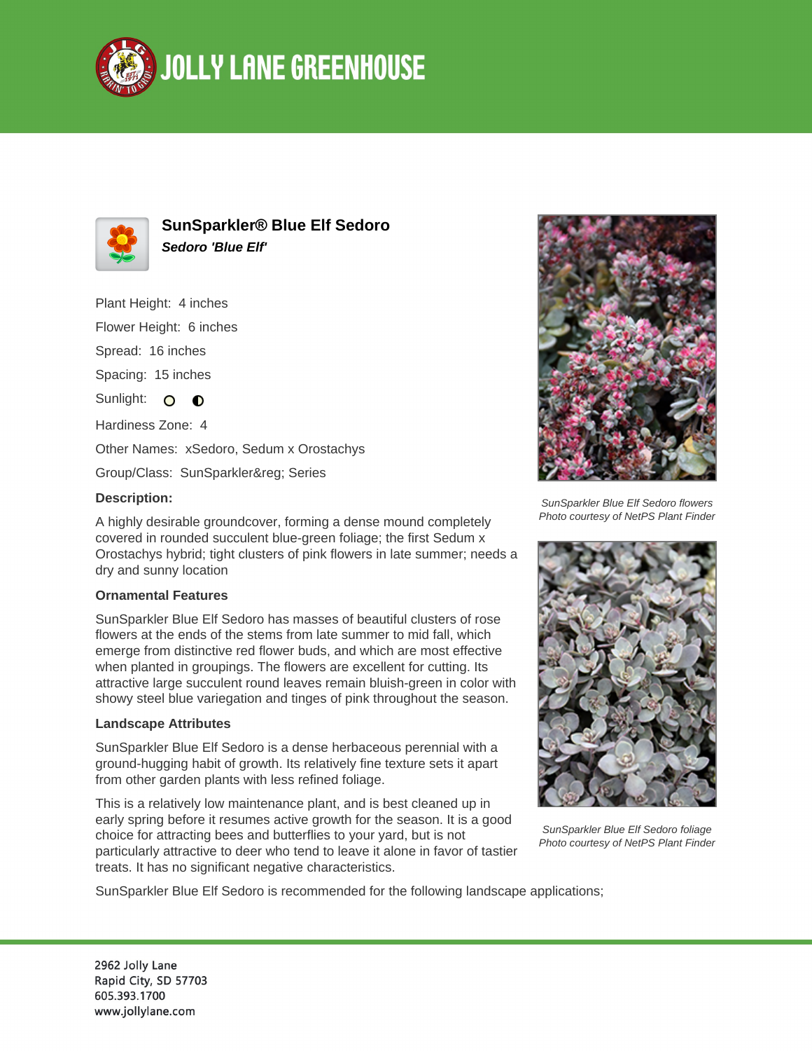# SunSparkler® Blue Elf Sedoro

***Sedoro 'Blue Elf'***

Plant Height: 4 inches

Flower Height: 6 inches

Spread: 16 inches

Spacing: 15 inches

Sunlight:

Hardiness Zone: 4

Other Names: xSedoro, Sedum x Orostachys

Group/Class: SunSparkler&reg; Series

**Description:**

A highly desirable groundcover, forming a dense mound completely covered in rounded succulent blue-green foliage; the first Sedum x Orostachys hybrid; tight clusters of pink flowers in late summer; needs a dry and sunny location

**Ornamental Features**

SunSparkler Blue Elf Sedoro has masses of beautiful clusters of rose flowers at the ends of the stems from late summer to mid fall, which emerge from distinctive red flower buds, and which are most effective when planted in groupings. The flowers are excellent for cutting. Its attractive large succulent round leaves remain bluish-green in color with showy steel blue variegation and tinges of pink throughout the season.

**Landscape Attributes**

SunSparkler Blue Elf Sedoro is a dense herbaceous perennial with a ground-hugging habit of growth. Its relatively fine texture sets it apart from other garden plants with less refined foliage.

This is a relatively low maintenance plant, and is best cleaned up in early spring before it resumes active growth for the season. It is a good choice for attracting bees and butterflies to your yard, but is not particularly attractive to deer who tend to leave it alone in favor of tastier treats. It has no significant negative characteristics.

SunSparkler Blue Elf Sedoro is recommended for the following landscape applications;

*SunSparkler Blue Elf Sedoro flowers*
*Photo courtesy of NetPS Plant Finder*

*SunSparkler Blue Elf Sedoro foliage*
*Photo courtesy of NetPS Plant Finder*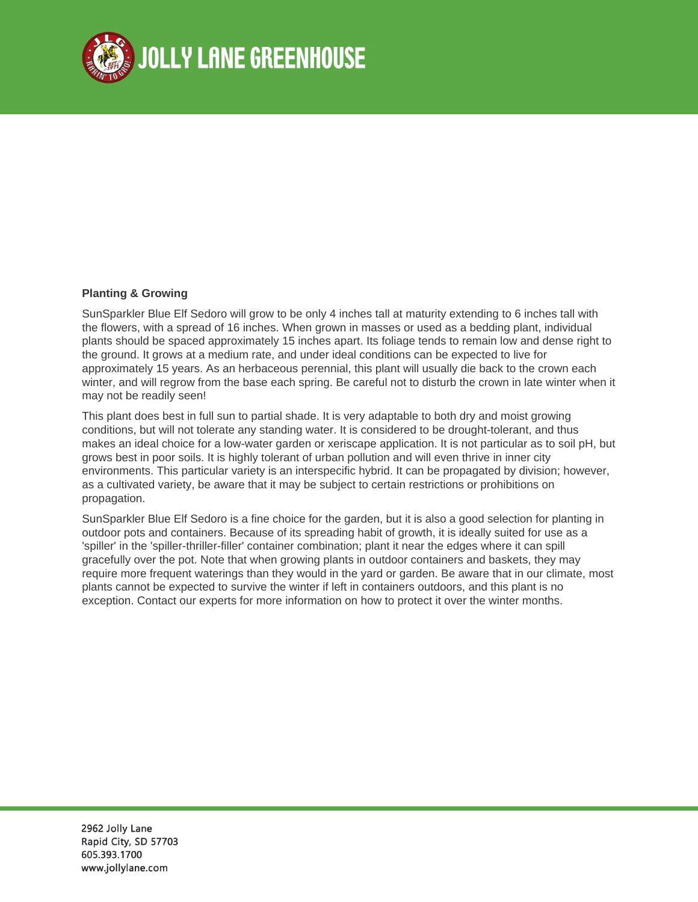**Planting & Growing**

SunSparkler Blue Elf Sedoro will grow to be only 4 inches tall at maturity extending to 6 inches tall with the flowers, with a spread of 16 inches. When grown in masses or used as a bedding plant, individual plants should be spaced approximately 15 inches apart. Its foliage tends to remain low and dense right to the ground. It grows at a medium rate, and under ideal conditions can be expected to live for approximately 15 years. As an herbaceous perennial, this plant will usually die back to the crown each winter, and will regrow from the base each spring. Be careful not to disturb the crown in late winter when it may not be readily seen!

This plant does best in full sun to partial shade. It is very adaptable to both dry and moist growing conditions, but will not tolerate any standing water. It is considered to be drought-tolerant, and thus makes an ideal choice for a low-water garden or xeriscape application. It is not particular as to soil pH, but grows best in poor soils. It is highly tolerant of urban pollution and will even thrive in inner city environments. This particular variety is an interspecific hybrid. It can be propagated by division; however, as a cultivated variety, be aware that it may be subject to certain restrictions or prohibitions on propagation.

SunSparkler Blue Elf Sedoro is a fine choice for the garden, but it is also a good selection for planting in outdoor pots and containers. Because of its spreading habit of growth, it is ideally suited for use as a 'spiller' in the 'spiller-thriller-filler' container combination; plant it near the edges where it can spill gracefully over the pot. Note that when growing plants in outdoor containers and baskets, they may require more frequent waterings than they would in the yard or garden. Be aware that in our climate, most plants cannot be expected to survive the winter if left in containers outdoors, and this plant is no exception. Contact our experts for more information on how to protect it over the winter months.